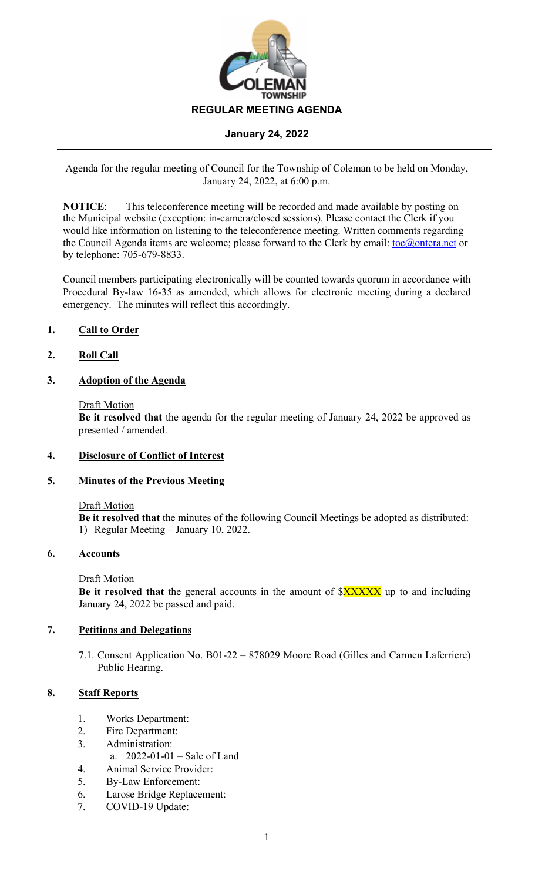# REGULAR MEETING AGENDA

## January 24, 2022

Agenda for the regular meeting of Council for the Township of Coleman to be held on Monday, January 24, 2022, at 6:00 p.m.

**NOTICE**: This teleconference meeting will be recorded and made available by posting on the Municipal website (exception: in-camera/closed sessions). Please contact the Clerk if you would like information on listening to the teleconference meeting. Written comments regarding the Council Agenda items are welcome; please forward to the Clerk by email: toc@ontera.net or by telephone: 705-679-8833.

Council members participating electronically will be counted towards quorum in accordance with Procedural By-law 16-35 as amended, which allows for electronic meeting during a declared emergency. The minutes will reflect this accordingly.

**1. Call to Order**

**2. Roll Call**

**3. Adoption of the Agenda**

Draft Motion
**Be it resolved that** the agenda for the regular meeting of January 24, 2022 be approved as presented / amended.

**4. Disclosure of Conflict of Interest**

**5. Minutes of the Previous Meeting**

Draft Motion
**Be it resolved that** the minutes of the following Council Meetings be adopted as distributed:
1) Regular Meeting – January 10, 2022.

**6. Accounts**

Draft Motion
**Be it resolved that** the general accounts in the amount of $XXXXX up to and including January 24, 2022 be passed and paid.

**7. Petitions and Delegations**

7.1. Consent Application No. B01-22 – 878029 Moore Road (Gilles and Carmen Laferriere) Public Hearing.

**8. Staff Reports**

1. Works Department:
2. Fire Department:
3. Administration:
   a. 2022-01-01 – Sale of Land
4. Animal Service Provider:
5. By-Law Enforcement:
6. Larose Bridge Replacement:
7. COVID-19 Update: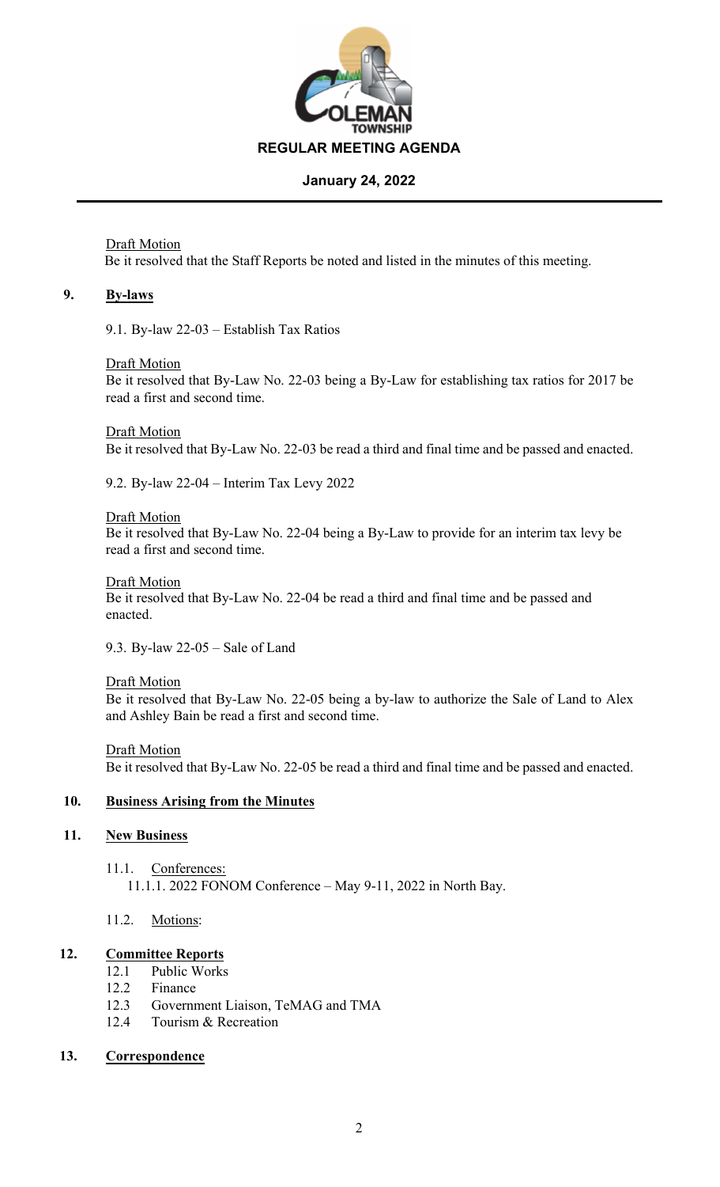Draft Motion
Be it resolved that the Staff Reports be noted and listed in the minutes of this meeting.

## 9. By-laws

9.1. By-law 22-03 – Establish Tax Ratios

Draft Motion
Be it resolved that By-Law No. 22-03 being a By-Law for establishing tax ratios for 2017 be read a first and second time.

Draft Motion
Be it resolved that By-Law No. 22-03 be read a third and final time and be passed and enacted.

9.2. By-law 22-04 – Interim Tax Levy 2022

Draft Motion
Be it resolved that By-Law No. 22-04 being a By-Law to provide for an interim tax levy be read a first and second time.

Draft Motion
Be it resolved that By-Law No. 22-04 be read a third and final time and be passed and enacted.

9.3. By-law 22-05 – Sale of Land

Draft Motion
Be it resolved that By-Law No. 22-05 being a by-law to authorize the Sale of Land to Alex and Ashley Bain be read a first and second time.

Draft Motion
Be it resolved that By-Law No. 22-05 be read a third and final time and be passed and enacted.

## 10. Business Arising from the Minutes

## 11. New Business

11.1. Conferences:
  11.1.1. 2022 FONOM Conference – May 9-11, 2022 in North Bay.

11.2. Motions:

## 12. Committee Reports

12.1 Public Works
12.2 Finance
12.3 Government Liaison, TeMAG and TMA
12.4 Tourism & Recreation

## 13. Correspondence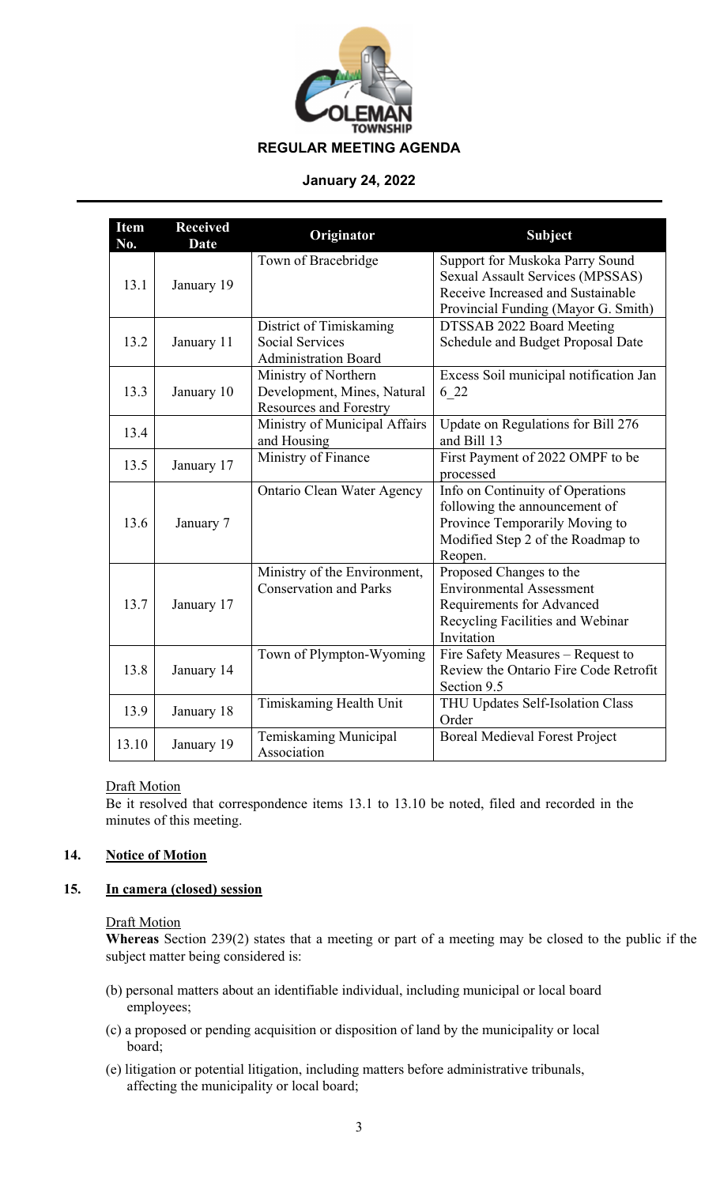# REGULAR MEETING AGENDA

**January 24, 2022**

| Item No. | Received Date | Originator | Subject |
|---|---|---|---|
| 13.1 | January 19 | Town of Bracebridge | Support for Muskoka Parry Sound Sexual Assault Services (MPSSAS) Receive Increased and Sustainable Provincial Funding (Mayor G. Smith) |
| 13.2 | January 11 | District of Timiskaming Social Services Administration Board | DTSSAB 2022 Board Meeting Schedule and Budget Proposal Date |
| 13.3 | January 10 | Ministry of Northern Development, Mines, Natural Resources and Forestry | Excess Soil municipal notification Jan 6_22 |
| 13.4 | | Ministry of Municipal Affairs and Housing | Update on Regulations for Bill 276 and Bill 13 |
| 13.5 | January 17 | Ministry of Finance | First Payment of 2022 OMPF to be processed |
| 13.6 | January 7 | Ontario Clean Water Agency | Info on Continuity of Operations following the announcement of Province Temporarily Moving to Modified Step 2 of the Roadmap to Reopen. |
| 13.7 | January 17 | Ministry of the Environment, Conservation and Parks | Proposed Changes to the Environmental Assessment Requirements for Advanced Recycling Facilities and Webinar Invitation |
| 13.8 | January 14 | Town of Plympton-Wyoming | Fire Safety Measures – Request to Review the Ontario Fire Code Retrofit Section 9.5 |
| 13.9 | January 18 | Timiskaming Health Unit | THU Updates Self-Isolation Class Order |
| 13.10 | January 19 | Temiskaming Municipal Association | Boreal Medieval Forest Project |

Draft Motion

Be it resolved that correspondence items 13.1 to 13.10 be noted, filed and recorded in the minutes of this meeting.

## 14. Notice of Motion

## 15. In camera (closed) session

Draft Motion

**Whereas** Section 239(2) states that a meeting or part of a meeting may be closed to the public if the subject matter being considered is:

(b) personal matters about an identifiable individual, including municipal or local board employees;

(c) a proposed or pending acquisition or disposition of land by the municipality or local board;

(e) litigation or potential litigation, including matters before administrative tribunals, affecting the municipality or local board;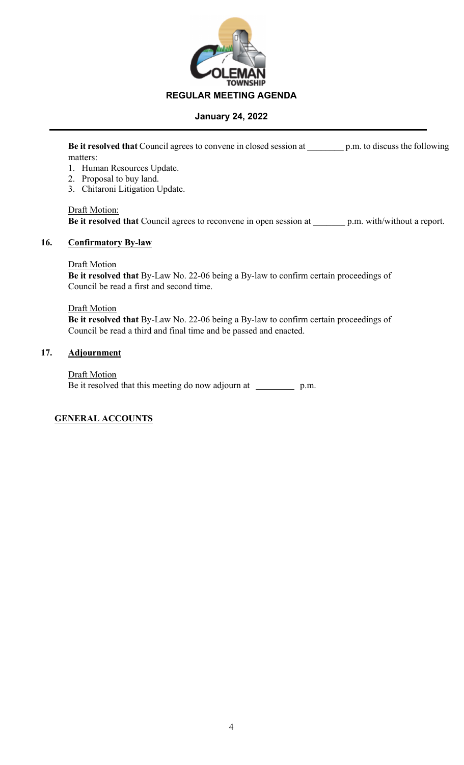**Be it resolved that** Council agrees to convene in closed session at ________ p.m. to discuss the following matters:

1. Human Resources Update.
2. Proposal to buy land.
3. Chitaroni Litigation Update.

Draft Motion:
**Be it resolved that** Council agrees to reconvene in open session at _______ p.m. with/without a report.

## 16. Confirmatory By-law

Draft Motion
**Be it resolved that** By-Law No. 22-06 being a By-law to confirm certain proceedings of Council be read a first and second time.

Draft Motion
**Be it resolved that** By-Law No. 22-06 being a By-law to confirm certain proceedings of Council be read a third and final time and be passed and enacted.

## 17. Adjournment

Draft Motion
Be it resolved that this meeting do now adjourn at ________ p.m.

**GENERAL ACCOUNTS**